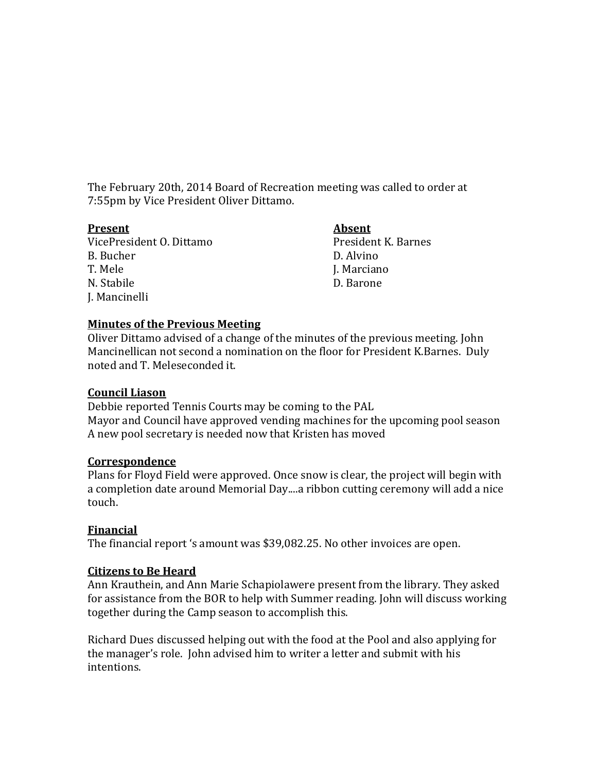The February 20th, 2014 Board of Recreation meeting was called to order at 7:55pm by Vice President Oliver Dittamo.

| **Present** | **Absent** |
|---|---|
| VicePresident O. Dittamo | President K. Barnes |
| B. Bucher | D. Alvino |
| T. Mele | J. Marciano |
| N. Stabile | D. Barone |
| J. Mancinelli | |

**Minutes of the Previous Meeting**

Oliver Dittamo advised of a change of the minutes of the previous meeting. John Mancinellican not second a nomination on the floor for President K.Barnes. Duly noted and T. Meleseconded it.

**Council Liason**

Debbie reported Tennis Courts may be coming to the PAL
Mayor and Council have approved vending machines for the upcoming pool season
A new pool secretary is needed now that Kristen has moved

**Correspondence**

Plans for Floyd Field were approved. Once snow is clear, the project will begin with a completion date around Memorial Day....a ribbon cutting ceremony will add a nice touch.

**Financial**

The financial report 's amount was $39,082.25. No other invoices are open.

**Citizens to Be Heard**

Ann Krauthein, and Ann Marie Schapiolawere present from the library. They asked for assistance from the BOR to help with Summer reading. John will discuss working together during the Camp season to accomplish this.

Richard Dues discussed helping out with the food at the Pool and also applying for the manager's role. John advised him to writer a letter and submit with his intentions.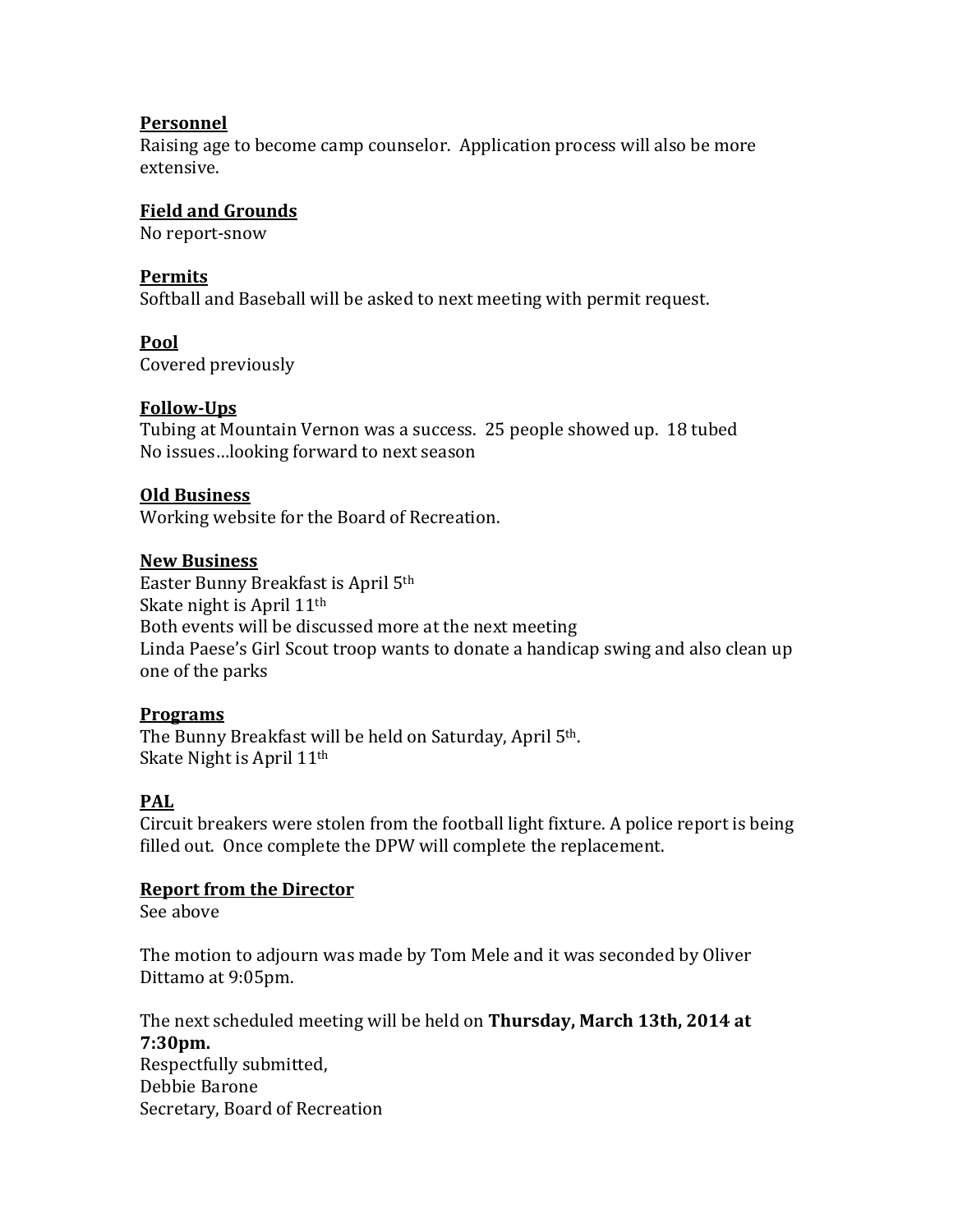**Personnel**
Raising age to become camp counselor. Application process will also be more extensive.

**Field and Grounds**
No report-snow

**Permits**
Softball and Baseball will be asked to next meeting with permit request.

**Pool**
Covered previously

**Follow-Ups**
Tubing at Mountain Vernon was a success. 25 people showed up. 18 tubed
No issues…looking forward to next season

**Old Business**
Working website for the Board of Recreation.

**New Business**
Easter Bunny Breakfast is April 5th
Skate night is April 11th
Both events will be discussed more at the next meeting
Linda Paese's Girl Scout troop wants to donate a handicap swing and also clean up one of the parks

**Programs**
The Bunny Breakfast will be held on Saturday, April 5th.
Skate Night is April 11th

**PAL**
Circuit breakers were stolen from the football light fixture. A police report is being filled out. Once complete the DPW will complete the replacement.

**Report from the Director**
See above

The motion to adjourn was made by Tom Mele and it was seconded by Oliver Dittamo at 9:05pm.

The next scheduled meeting will be held on **Thursday, March 13th, 2014 at 7:30pm.**
Respectfully submitted,
Debbie Barone
Secretary, Board of Recreation